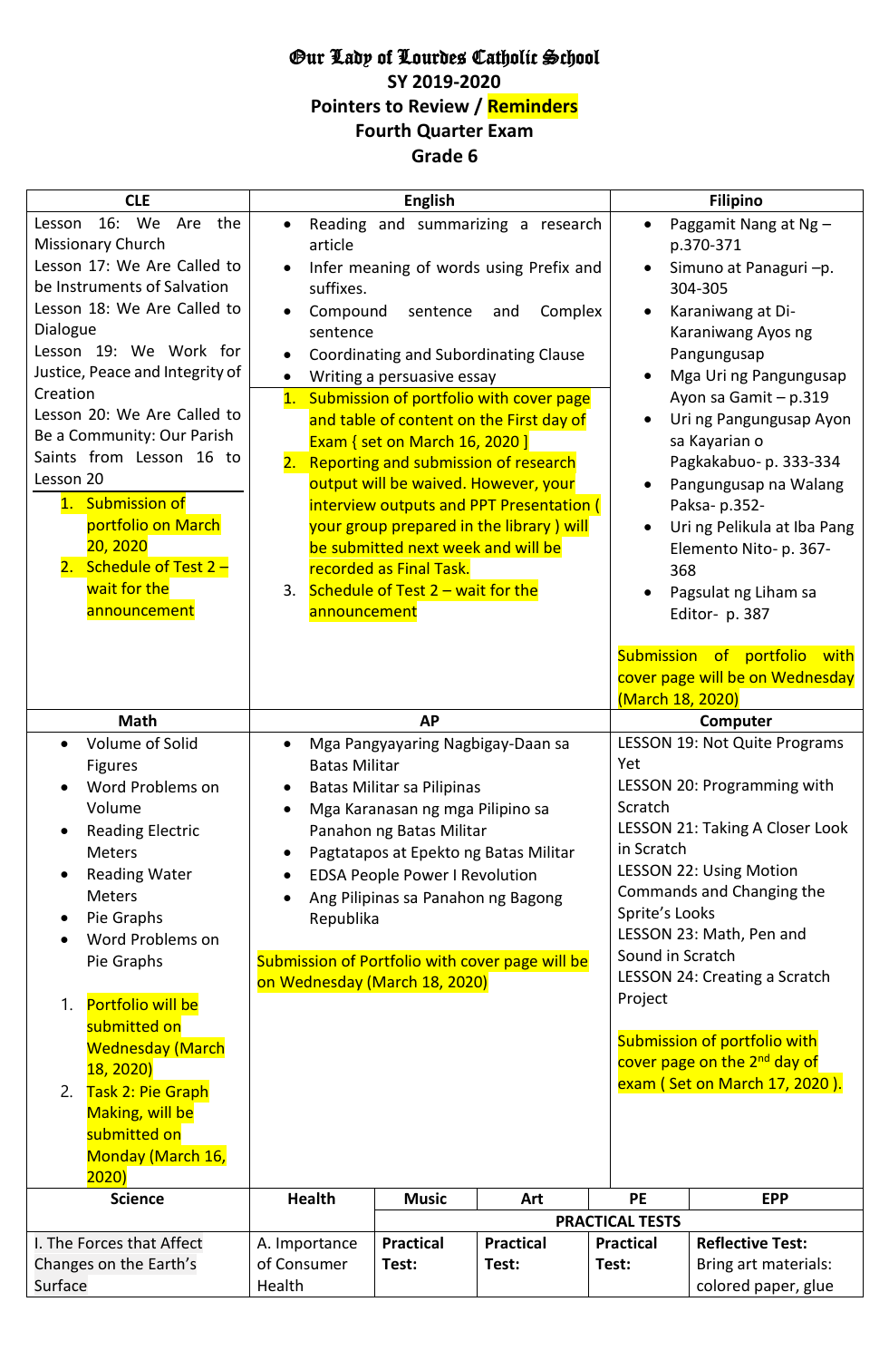# Our Lady of Lourdes Catholic School

## SY 2019-2020

## Pointers to Review / Reminders

## Fourth Quarter Exam

## Grade 6

| CLE | English | Filipino |
|---|---|---|
| Lesson 16: We Are the Missionary Church<br>Lesson 17: We Are Called to be Instruments of Salvation<br>Lesson 18: We Are Called to Dialogue<br>Lesson 19: We Work for Justice, Peace and Integrity of Creation<br>Lesson 20: We Are Called to Be a Community: Our Parish<br>Saints from Lesson 16 to Lesson 20<br><br>1. Submission of portfolio on March 20, 2020<br>2. Schedule of Test 2 – wait for the announcement | • Reading and summarizing a research article<br>• Infer meaning of words using Prefix and suffixes.<br>• Compound sentence and Complex sentence<br>• Coordinating and Subordinating Clause<br>• Writing a persuasive essay<br><br>1. Submission of portfolio with cover page and table of content on the First day of Exam { set on March 16, 2020 ]<br>2. Reporting and submission of research output will be waived. However, your interview outputs and PPT Presentation ( your group prepared in the library ) will be submitted next week and will be recorded as Final Task.<br>3. Schedule of Test 2 – wait for the announcement | • Paggamit Nang at Ng – p.370-371<br>• Simuno at Panaguri –p. 304-305<br>• Karaniwang at Di-Karaniwang Ayos ng Pangungusap<br>• Mga Uri ng Pangungusap Ayon sa Gamit – p.319<br>• Uri ng Pangungusap Ayon sa Kayarian o Pagkakabuo- p. 333-334<br>• Pangungusap na Walang Paksa- p.352-<br>• Uri ng Pelikula at Iba Pang Elemento Nito- p. 367-368<br>• Pagsulat ng Liham sa Editor- p. 387<br><br>Submission of portfolio with cover page will be on Wednesday (March 18, 2020) |

| Math | AP | Computer |
|---|---|---|
| • Volume of Solid Figures<br>• Word Problems on Volume<br>• Reading Electric Meters<br>• Reading Water Meters<br>• Pie Graphs<br>• Word Problems on Pie Graphs<br><br>1. Portfolio will be submitted on Wednesday (March 18, 2020)<br>2. Task 2: Pie Graph Making, will be submitted on Monday (March 16, 2020) | • Mga Pangyayaring Nagbigay-Daan sa Batas Militar<br>• Batas Militar sa Pilipinas<br>• Mga Karanasan ng mga Pilipino sa Panahon ng Batas Militar<br>• Pagtatapos at Epekto ng Batas Militar<br>• EDSA People Power I Revolution<br>• Ang Pilipinas sa Panahon ng Bagong Republika<br><br>Submission of Portfolio with cover page will be on Wednesday (March 18, 2020) | LESSON 19: Not Quite Programs Yet<br>LESSON 20: Programming with Scratch<br>LESSON 21: Taking A Closer Look in Scratch<br>LESSON 22: Using Motion Commands and Changing the Sprite's Looks<br>LESSON 23: Math, Pen and Sound in Scratch<br>LESSON 24: Creating a Scratch Project<br><br>Submission of portfolio with cover page on the 2nd day of exam ( Set on March 17, 2020 ). |

| Science | Health | Music | Art | PE | EPP |
|---|---|---|---|---|---|
| | | PRACTICAL TESTS | | | |
| I. The Forces that Affect Changes on the Earth's Surface | A. Importance of Consumer Health | **Practical Test:** | **Practical Test:** | **Practical Test:** | **Reflective Test:** Bring art materials: colored paper, glue |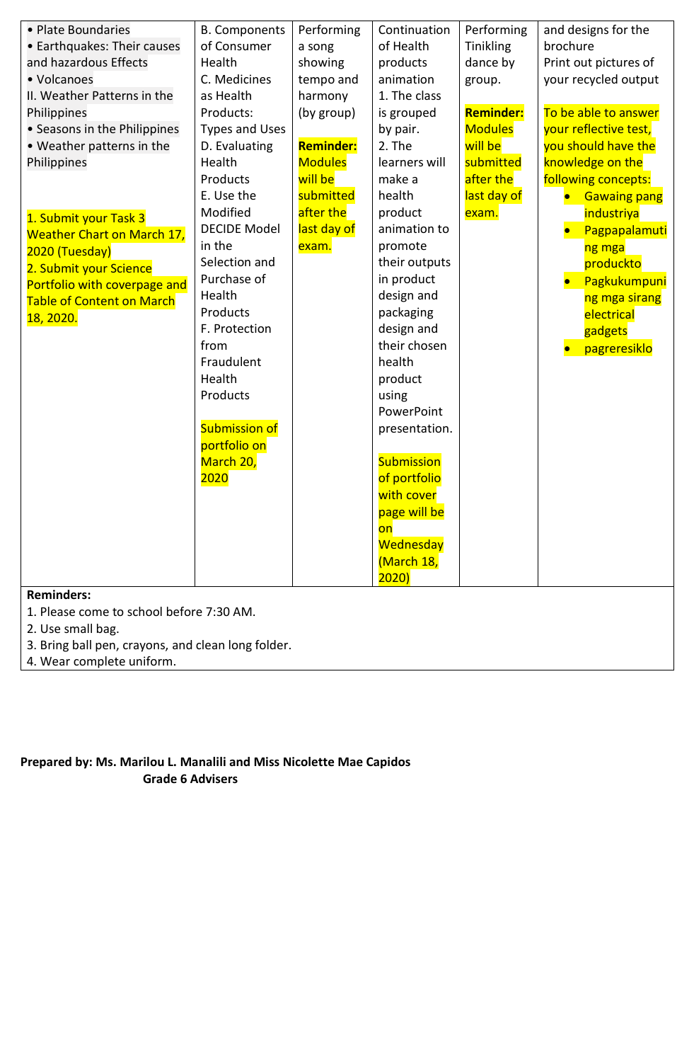| | | | | | |
|---|---|---|---|---|---|
| • Plate Boundaries<br>• Earthquakes: Their causes and hazardous Effects<br>• Volcanoes<br>II. Weather Patterns in the Philippines<br>• Seasons in the Philippines<br>• Weather patterns in the Philippines<br><br>1. Submit your Task 3 Weather Chart on March 17, 2020 (Tuesday)<br>2. Submit your Science Portfolio with coverpage and Table of Content on March 18, 2020. | B. Components of Consumer Health<br>C. Medicines as Health Products: Types and Uses<br>D. Evaluating Health Products<br>E. Use the Modified DECIDE Model in the Selection and Purchase of Health Products<br>F. Protection from Fraudulent Health Products<br><br>Submission of portfolio on March 20, 2020 | Performing a song showing tempo and harmony (by group)<br><br>**Reminder:** Modules will be submitted after the last day of exam. | Continuation of Health products animation<br>1. The class is grouped by pair.<br>2. The learners will make a health product animation to promote their outputs in product design and packaging design and their chosen health product using PowerPoint presentation.<br><br>Submission of portfolio with cover page will be on Wednesday (March 18, 2020) | Performing Tinikling dance by group.<br><br>**Reminder:** Modules will be submitted after the last day of exam. | and designs for the brochure<br>Print out pictures of your recycled output<br><br>To be able to answer your reflective test, you should have the knowledge on the following concepts:<br>• Gawaing pang industriya<br>• Pagpapalamuting mga producto<br>• Pagkukumpuning mga sirang electrical gadgets<br>• pagreresiklo |

**Reminders:**
1. Please come to school before 7:30 AM.
2. Use small bag.
3. Bring ball pen, crayons, and clean long folder.
4. Wear complete uniform.

**Prepared by: Ms. Marilou L. Manalili and Miss Nicolette Mae Capidos**
**Grade 6 Advisers**